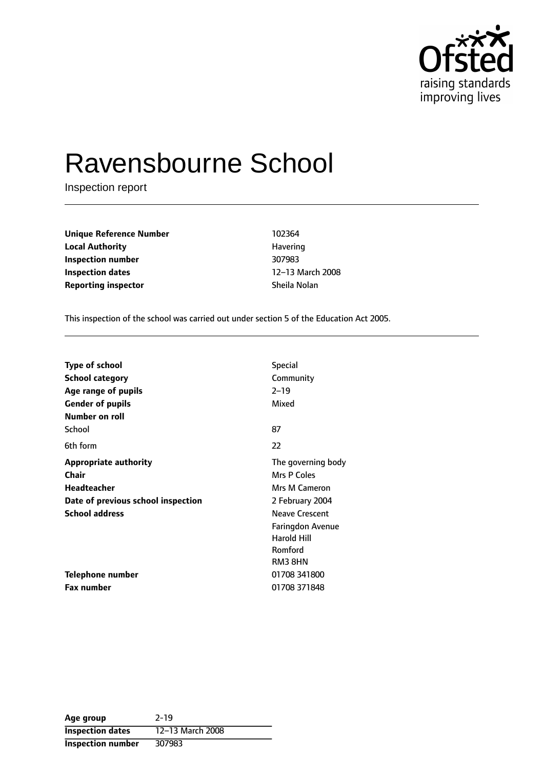# Ravensbourne School

Inspection report

| | |
|---|---|
| **Unique Reference Number** | 102364 |
| **Local Authority** | Havering |
| **Inspection number** | 307983 |
| **Inspection dates** | 12–13 March 2008 |
| **Reporting inspector** | Sheila Nolan |

This inspection of the school was carried out under section 5 of the Education Act 2005.

| | |
|---|---|
| **Type of school** | Special |
| **School category** | Community |
| **Age range of pupils** | 2–19 |
| **Gender of pupils** | Mixed |
| **Number on roll** | |
| School | 87 |
| 6th form | 22 |
| **Appropriate authority** | The governing body |
| **Chair** | Mrs P Coles |
| **Headteacher** | Mrs M Cameron |
| **Date of previous school inspection** | 2 February 2004 |
| **School address** | Neave Crescent<br>Faringdon Avenue<br>Harold Hill<br>Romford<br>RM3 8HN |
| **Telephone number** | 01708 341800 |
| **Fax number** | 01708 371848 |

| | |
|---|---|
| **Age group** | 2–19 |
| **Inspection dates** | 12–13 March 2008 |
| **Inspection number** | 307983 |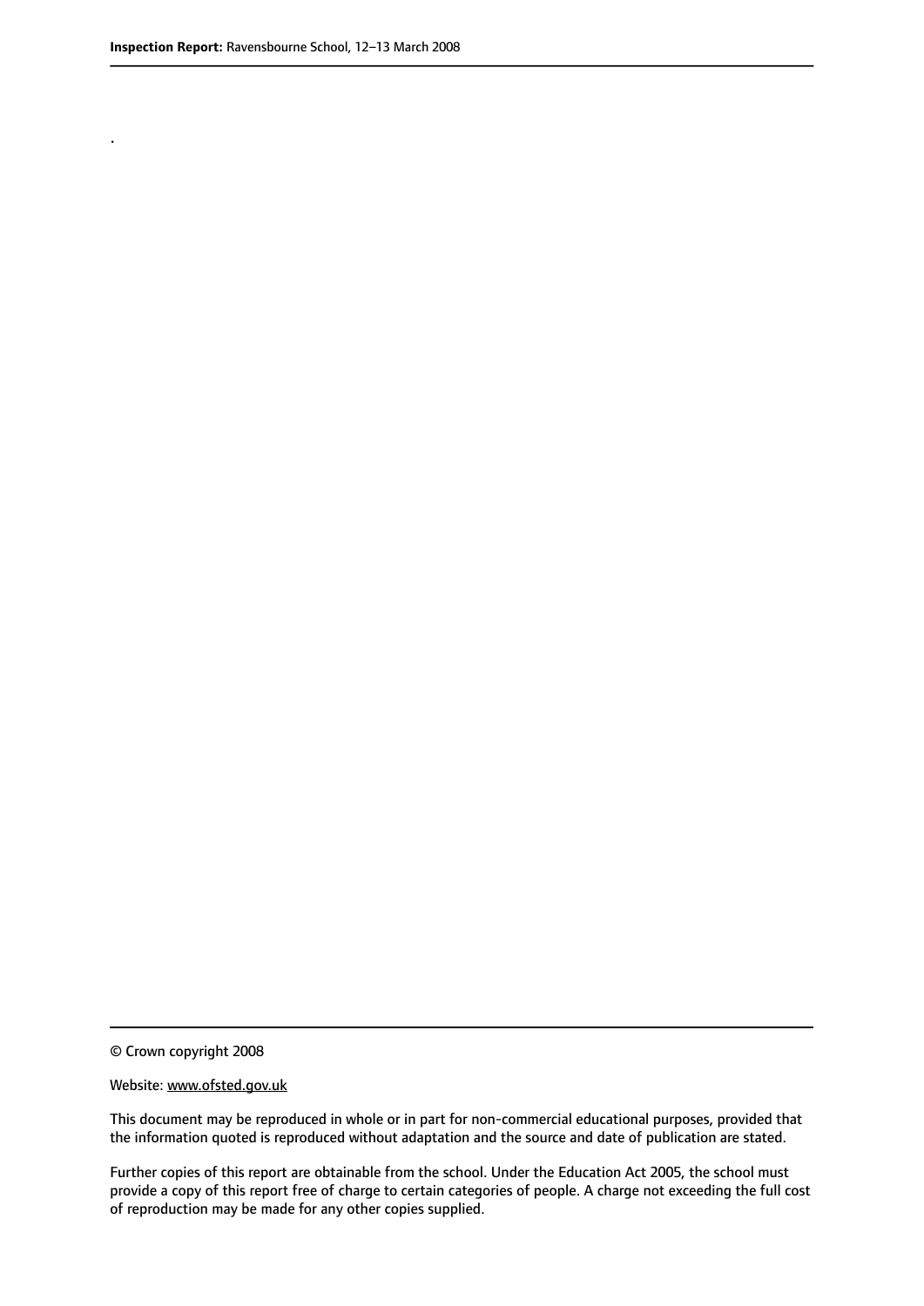.

© Crown copyright 2008

Website: www.ofsted.gov.uk

This document may be reproduced in whole or in part for non-commercial educational purposes, provided that the information quoted is reproduced without adaptation and the source and date of publication are stated.

Further copies of this report are obtainable from the school. Under the Education Act 2005, the school must provide a copy of this report free of charge to certain categories of people. A charge not exceeding the full cost of reproduction may be made for any other copies supplied.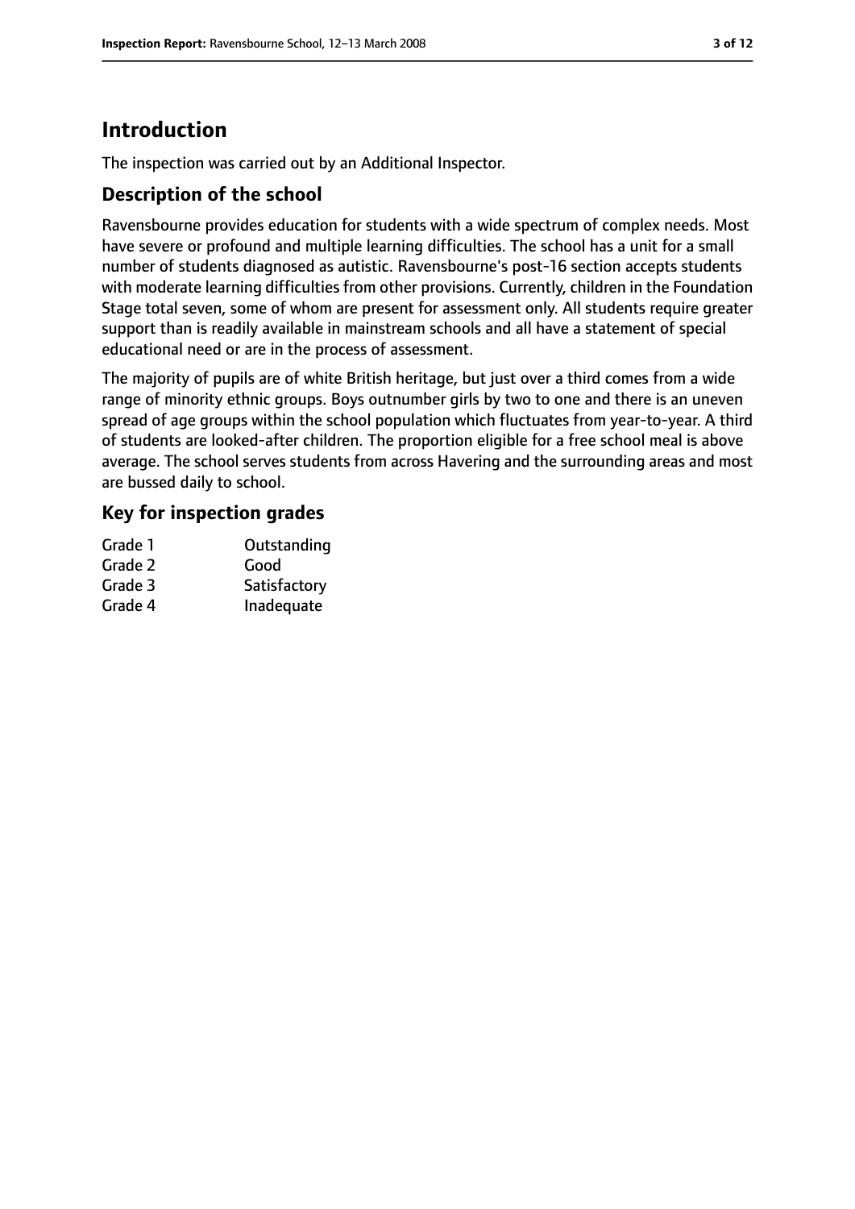# Introduction

The inspection was carried out by an Additional Inspector.

## Description of the school

Ravensbourne provides education for students with a wide spectrum of complex needs. Most have severe or profound and multiple learning difficulties. The school has a unit for a small number of students diagnosed as autistic. Ravensbourne's post-16 section accepts students with moderate learning difficulties from other provisions. Currently, children in the Foundation Stage total seven, some of whom are present for assessment only. All students require greater support than is readily available in mainstream schools and all have a statement of special educational need or are in the process of assessment.

The majority of pupils are of white British heritage, but just over a third comes from a wide range of minority ethnic groups. Boys outnumber girls by two to one and there is an uneven spread of age groups within the school population which fluctuates from year-to-year. A third of students are looked-after children. The proportion eligible for a free school meal is above average. The school serves students from across Havering and the surrounding areas and most are bussed daily to school.

## Key for inspection grades

| | |
|---|---|
| Grade 1 | Outstanding |
| Grade 2 | Good |
| Grade 3 | Satisfactory |
| Grade 4 | Inadequate |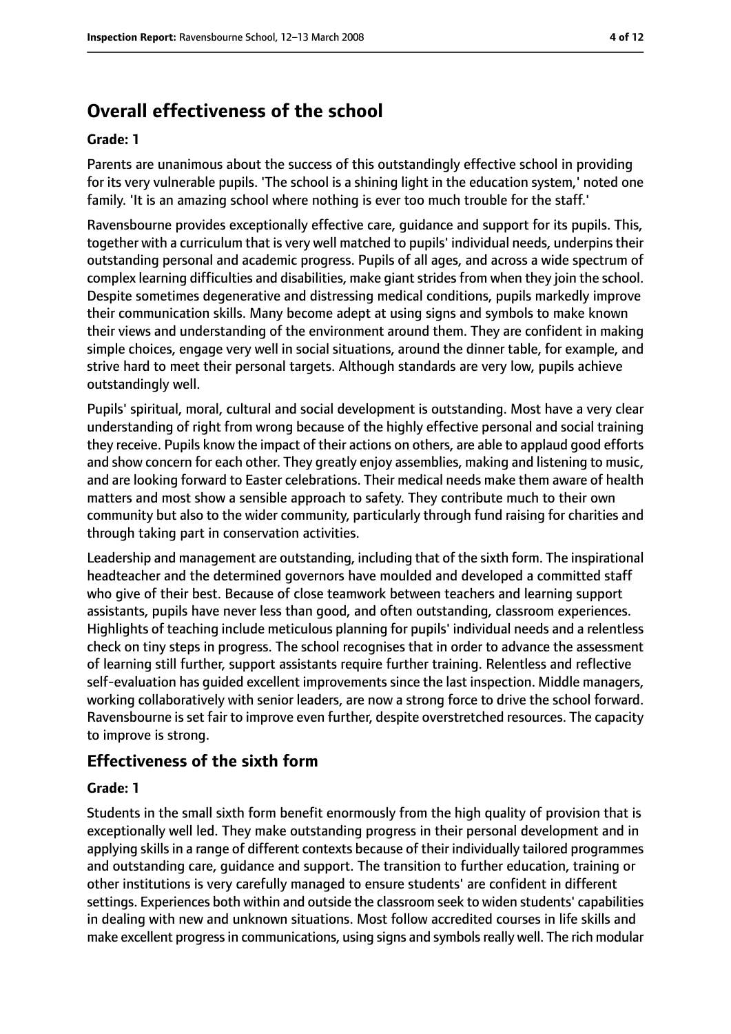## Overall effectiveness of the school

**Grade: 1**

Parents are unanimous about the success of this outstandingly effective school in providing for its very vulnerable pupils. 'The school is a shining light in the education system,' noted one family. 'It is an amazing school where nothing is ever too much trouble for the staff.'

Ravensbourne provides exceptionally effective care, guidance and support for its pupils. This, together with a curriculum that is very well matched to pupils' individual needs, underpins their outstanding personal and academic progress. Pupils of all ages, and across a wide spectrum of complex learning difficulties and disabilities, make giant strides from when they join the school. Despite sometimes degenerative and distressing medical conditions, pupils markedly improve their communication skills. Many become adept at using signs and symbols to make known their views and understanding of the environment around them. They are confident in making simple choices, engage very well in social situations, around the dinner table, for example, and strive hard to meet their personal targets. Although standards are very low, pupils achieve outstandingly well.

Pupils' spiritual, moral, cultural and social development is outstanding. Most have a very clear understanding of right from wrong because of the highly effective personal and social training they receive. Pupils know the impact of their actions on others, are able to applaud good efforts and show concern for each other. They greatly enjoy assemblies, making and listening to music, and are looking forward to Easter celebrations. Their medical needs make them aware of health matters and most show a sensible approach to safety. They contribute much to their own community but also to the wider community, particularly through fund raising for charities and through taking part in conservation activities.

Leadership and management are outstanding, including that of the sixth form. The inspirational headteacher and the determined governors have moulded and developed a committed staff who give of their best. Because of close teamwork between teachers and learning support assistants, pupils have never less than good, and often outstanding, classroom experiences. Highlights of teaching include meticulous planning for pupils' individual needs and a relentless check on tiny steps in progress. The school recognises that in order to advance the assessment of learning still further, support assistants require further training. Relentless and reflective self-evaluation has guided excellent improvements since the last inspection. Middle managers, working collaboratively with senior leaders, are now a strong force to drive the school forward. Ravensbourne is set fair to improve even further, despite overstretched resources. The capacity to improve is strong.

### Effectiveness of the sixth form

**Grade: 1**

Students in the small sixth form benefit enormously from the high quality of provision that is exceptionally well led. They make outstanding progress in their personal development and in applying skills in a range of different contexts because of their individually tailored programmes and outstanding care, guidance and support. The transition to further education, training or other institutions is very carefully managed to ensure students' are confident in different settings. Experiences both within and outside the classroom seek to widen students' capabilities in dealing with new and unknown situations. Most follow accredited courses in life skills and make excellent progress in communications, using signs and symbols really well. The rich modular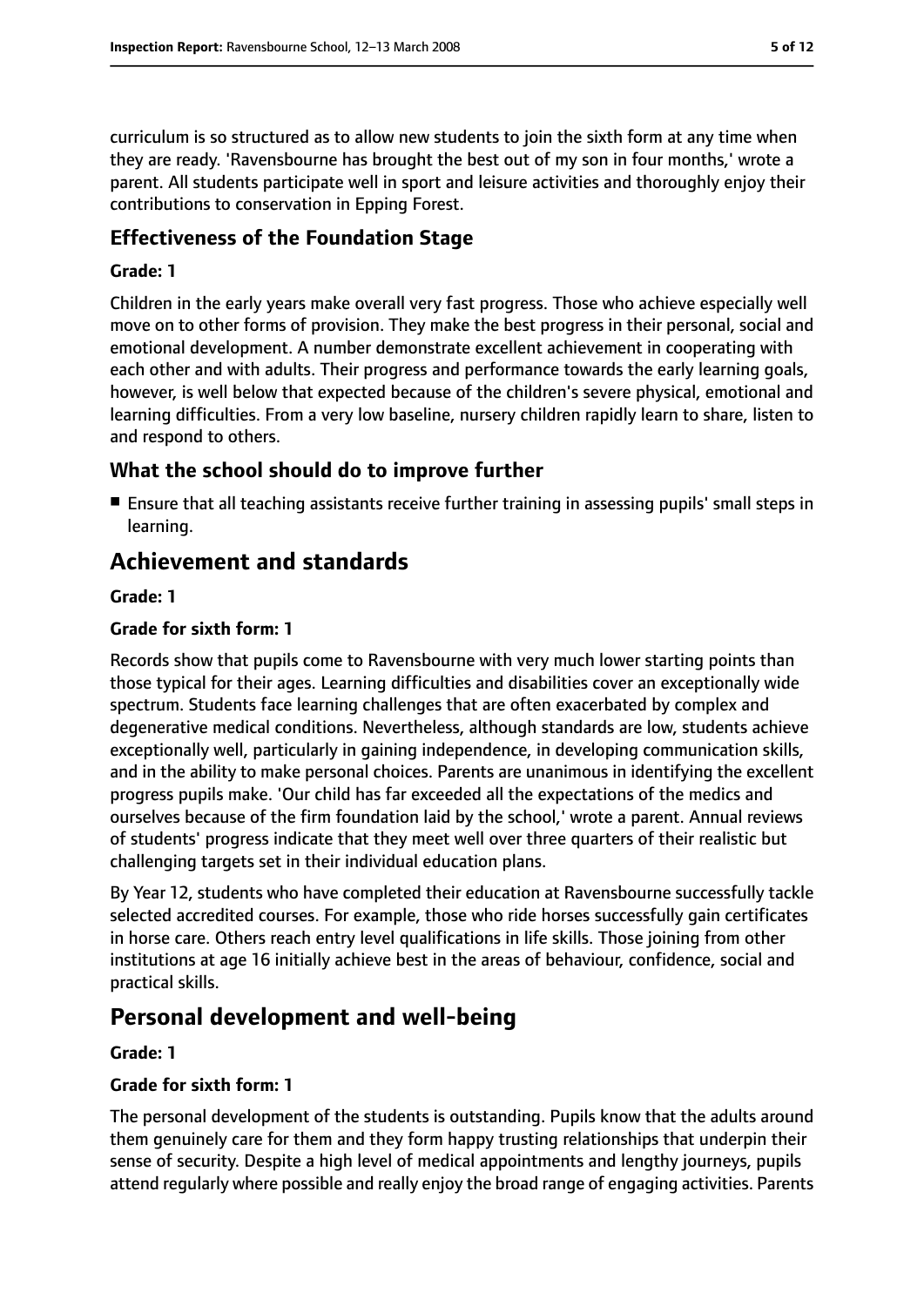curriculum is so structured as to allow new students to join the sixth form at any time when they are ready. 'Ravensbourne has brought the best out of my son in four months,' wrote a parent. All students participate well in sport and leisure activities and thoroughly enjoy their contributions to conservation in Epping Forest.

### Effectiveness of the Foundation Stage

**Grade: 1**

Children in the early years make overall very fast progress. Those who achieve especially well move on to other forms of provision. They make the best progress in their personal, social and emotional development. A number demonstrate excellent achievement in cooperating with each other and with adults. Their progress and performance towards the early learning goals, however, is well below that expected because of the children's severe physical, emotional and learning difficulties. From a very low baseline, nursery children rapidly learn to share, listen to and respond to others.

### What the school should do to improve further

- Ensure that all teaching assistants receive further training in assessing pupils' small steps in learning.

## Achievement and standards

**Grade: 1**

**Grade for sixth form: 1**

Records show that pupils come to Ravensbourne with very much lower starting points than those typical for their ages. Learning difficulties and disabilities cover an exceptionally wide spectrum. Students face learning challenges that are often exacerbated by complex and degenerative medical conditions. Nevertheless, although standards are low, students achieve exceptionally well, particularly in gaining independence, in developing communication skills, and in the ability to make personal choices. Parents are unanimous in identifying the excellent progress pupils make. 'Our child has far exceeded all the expectations of the medics and ourselves because of the firm foundation laid by the school,' wrote a parent. Annual reviews of students' progress indicate that they meet well over three quarters of their realistic but challenging targets set in their individual education plans.

By Year 12, students who have completed their education at Ravensbourne successfully tackle selected accredited courses. For example, those who ride horses successfully gain certificates in horse care. Others reach entry level qualifications in life skills. Those joining from other institutions at age 16 initially achieve best in the areas of behaviour, confidence, social and practical skills.

## Personal development and well-being

**Grade: 1**

**Grade for sixth form: 1**

The personal development of the students is outstanding. Pupils know that the adults around them genuinely care for them and they form happy trusting relationships that underpin their sense of security. Despite a high level of medical appointments and lengthy journeys, pupils attend regularly where possible and really enjoy the broad range of engaging activities. Parents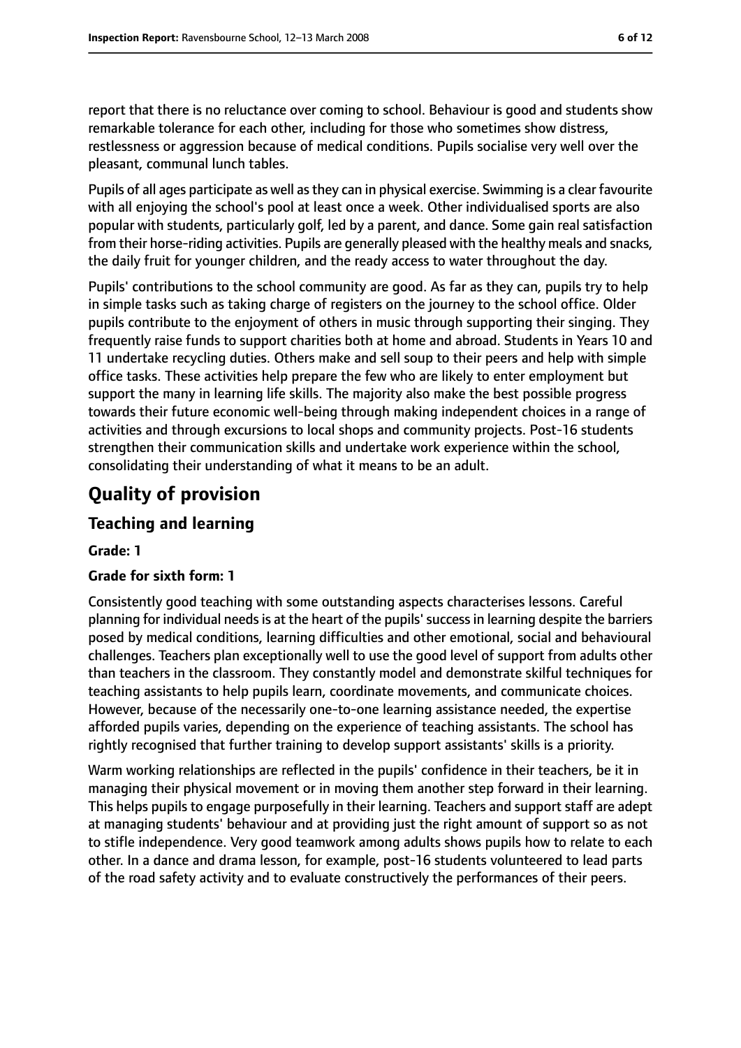report that there is no reluctance over coming to school. Behaviour is good and students show remarkable tolerance for each other, including for those who sometimes show distress, restlessness or aggression because of medical conditions. Pupils socialise very well over the pleasant, communal lunch tables.

Pupils of all ages participate as well as they can in physical exercise. Swimming is a clear favourite with all enjoying the school's pool at least once a week. Other individualised sports are also popular with students, particularly golf, led by a parent, and dance. Some gain real satisfaction from their horse-riding activities. Pupils are generally pleased with the healthy meals and snacks, the daily fruit for younger children, and the ready access to water throughout the day.

Pupils' contributions to the school community are good. As far as they can, pupils try to help in simple tasks such as taking charge of registers on the journey to the school office. Older pupils contribute to the enjoyment of others in music through supporting their singing. They frequently raise funds to support charities both at home and abroad. Students in Years 10 and 11 undertake recycling duties. Others make and sell soup to their peers and help with simple office tasks. These activities help prepare the few who are likely to enter employment but support the many in learning life skills. The majority also make the best possible progress towards their future economic well-being through making independent choices in a range of activities and through excursions to local shops and community projects. Post-16 students strengthen their communication skills and undertake work experience within the school, consolidating their understanding of what it means to be an adult.

# Quality of provision

## Teaching and learning

**Grade: 1**

**Grade for sixth form: 1**

Consistently good teaching with some outstanding aspects characterises lessons. Careful planning for individual needs is at the heart of the pupils' success in learning despite the barriers posed by medical conditions, learning difficulties and other emotional, social and behavioural challenges. Teachers plan exceptionally well to use the good level of support from adults other than teachers in the classroom. They constantly model and demonstrate skilful techniques for teaching assistants to help pupils learn, coordinate movements, and communicate choices. However, because of the necessarily one-to-one learning assistance needed, the expertise afforded pupils varies, depending on the experience of teaching assistants. The school has rightly recognised that further training to develop support assistants' skills is a priority.

Warm working relationships are reflected in the pupils' confidence in their teachers, be it in managing their physical movement or in moving them another step forward in their learning. This helps pupils to engage purposefully in their learning. Teachers and support staff are adept at managing students' behaviour and at providing just the right amount of support so as not to stifle independence. Very good teamwork among adults shows pupils how to relate to each other. In a dance and drama lesson, for example, post-16 students volunteered to lead parts of the road safety activity and to evaluate constructively the performances of their peers.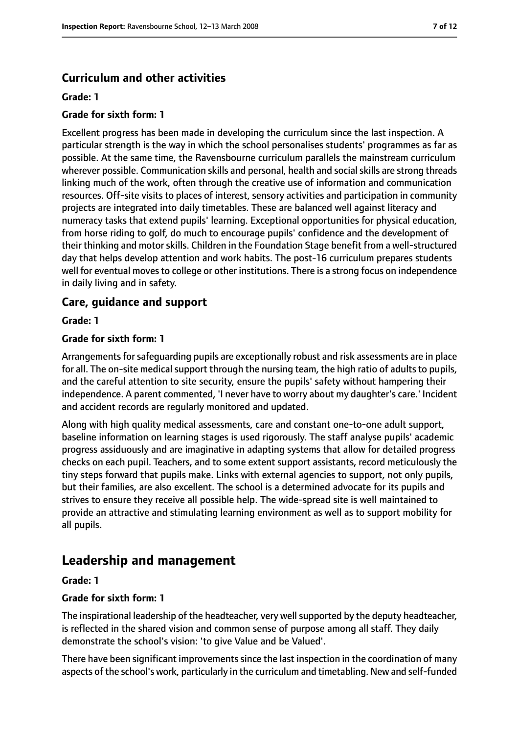### Curriculum and other activities

#### Grade: 1

#### Grade for sixth form: 1

Excellent progress has been made in developing the curriculum since the last inspection. A particular strength is the way in which the school personalises students' programmes as far as possible. At the same time, the Ravensbourne curriculum parallels the mainstream curriculum wherever possible. Communication skills and personal, health and social skills are strong threads linking much of the work, often through the creative use of information and communication resources. Off-site visits to places of interest, sensory activities and participation in community projects are integrated into daily timetables. These are balanced well against literacy and numeracy tasks that extend pupils' learning. Exceptional opportunities for physical education, from horse riding to golf, do much to encourage pupils' confidence and the development of their thinking and motor skills. Children in the Foundation Stage benefit from a well-structured day that helps develop attention and work habits. The post-16 curriculum prepares students well for eventual moves to college or other institutions. There is a strong focus on independence in daily living and in safety.

### Care, guidance and support

#### Grade: 1

#### Grade for sixth form: 1

Arrangements for safeguarding pupils are exceptionally robust and risk assessments are in place for all. The on-site medical support through the nursing team, the high ratio of adults to pupils, and the careful attention to site security, ensure the pupils' safety without hampering their independence. A parent commented, 'I never have to worry about my daughter's care.' Incident and accident records are regularly monitored and updated.

Along with high quality medical assessments, care and constant one-to-one adult support, baseline information on learning stages is used rigorously. The staff analyse pupils' academic progress assiduously and are imaginative in adapting systems that allow for detailed progress checks on each pupil. Teachers, and to some extent support assistants, record meticulously the tiny steps forward that pupils make. Links with external agencies to support, not only pupils, but their families, are also excellent. The school is a determined advocate for its pupils and strives to ensure they receive all possible help. The wide-spread site is well maintained to provide an attractive and stimulating learning environment as well as to support mobility for all pupils.

## Leadership and management

#### Grade: 1

#### Grade for sixth form: 1

The inspirational leadership of the headteacher, very well supported by the deputy headteacher, is reflected in the shared vision and common sense of purpose among all staff. They daily demonstrate the school's vision: 'to give Value and be Valued'.

There have been significant improvements since the last inspection in the coordination of many aspects of the school's work, particularly in the curriculum and timetabling. New and self-funded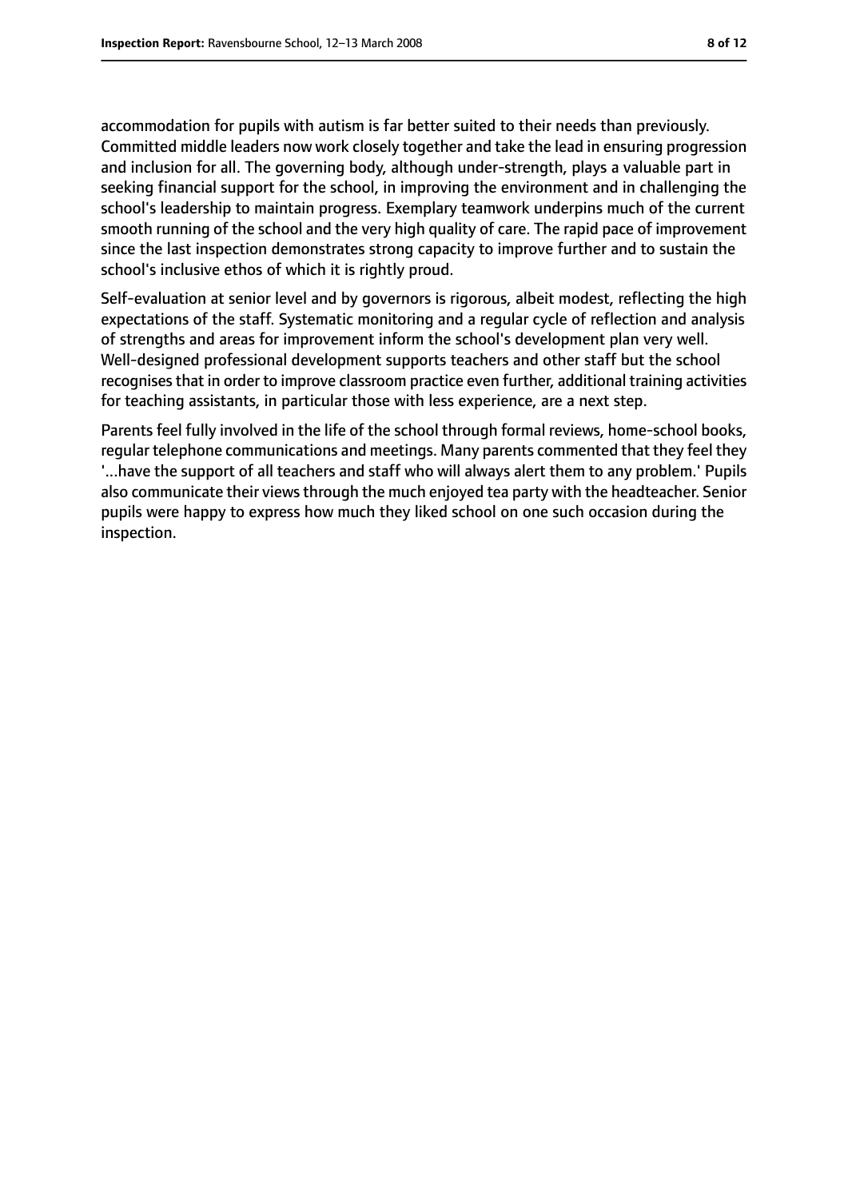accommodation for pupils with autism is far better suited to their needs than previously. Committed middle leaders now work closely together and take the lead in ensuring progression and inclusion for all. The governing body, although under-strength, plays a valuable part in seeking financial support for the school, in improving the environment and in challenging the school's leadership to maintain progress. Exemplary teamwork underpins much of the current smooth running of the school and the very high quality of care. The rapid pace of improvement since the last inspection demonstrates strong capacity to improve further and to sustain the school's inclusive ethos of which it is rightly proud.

Self-evaluation at senior level and by governors is rigorous, albeit modest, reflecting the high expectations of the staff. Systematic monitoring and a regular cycle of reflection and analysis of strengths and areas for improvement inform the school's development plan very well. Well-designed professional development supports teachers and other staff but the school recognises that in order to improve classroom practice even further, additional training activities for teaching assistants, in particular those with less experience, are a next step.

Parents feel fully involved in the life of the school through formal reviews, home-school books, regular telephone communications and meetings. Many parents commented that they feel they '...have the support of all teachers and staff who will always alert them to any problem.' Pupils also communicate their views through the much enjoyed tea party with the headteacher. Senior pupils were happy to express how much they liked school on one such occasion during the inspection.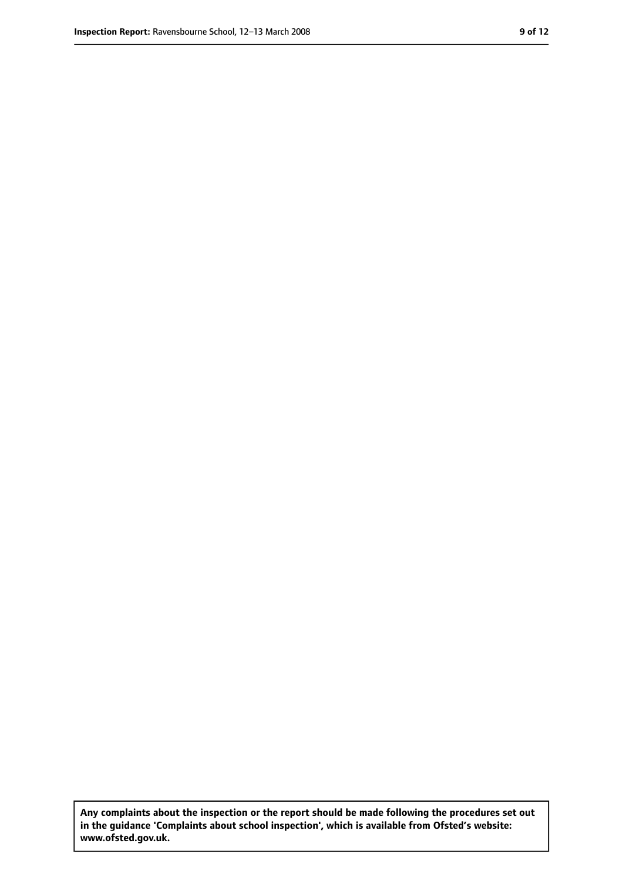**Any complaints about the inspection or the report should be made following the procedures set out in the guidance 'Complaints about school inspection', which is available from Ofsted's website: www.ofsted.gov.uk.**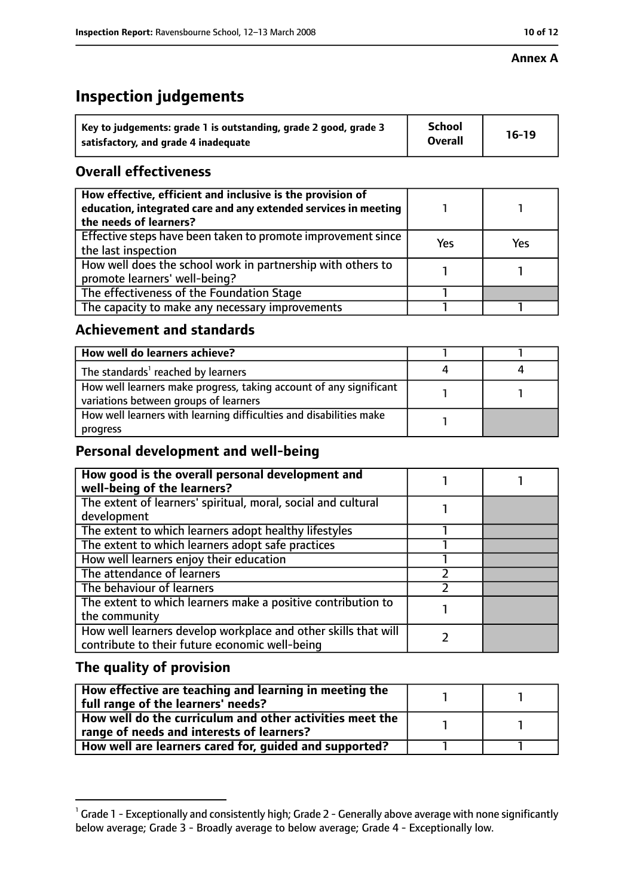Annex A

# Inspection judgements

| Key to judgements: grade 1 is outstanding, grade 2 good, grade 3 satisfactory, and grade 4 inadequate | School Overall | 16-19 |
|---|---|---|

## Overall effectiveness

| | | |
|---|---|---|
| How effective, efficient and inclusive is the provision of education, integrated care and any extended services in meeting the needs of learners? | 1 | 1 |
| Effective steps have been taken to promote improvement since the last inspection | Yes | Yes |
| How well does the school work in partnership with others to promote learners' well-being? | 1 | 1 |
| The effectiveness of the Foundation Stage | 1 | |
| The capacity to make any necessary improvements | 1 | 1 |

## Achievement and standards

| | | |
|---|---|---|
| How well do learners achieve? | 1 | 1 |
| The standards[1] reached by learners | 4 | 4 |
| How well learners make progress, taking account of any significant variations between groups of learners | 1 | 1 |
| How well learners with learning difficulties and disabilities make progress | 1 | |

## Personal development and well-being

| | | |
|---|---|---|
| **How good is the overall personal development and well-being of the learners?** | 1 | 1 |
| The extent of learners' spiritual, moral, social and cultural development | 1 | |
| The extent to which learners adopt healthy lifestyles | 1 | |
| The extent to which learners adopt safe practices | 1 | |
| How well learners enjoy their education | 1 | |
| The attendance of learners | 2 | |
| The behaviour of learners | 2 | |
| The extent to which learners make a positive contribution to the community | 1 | |
| How well learners develop workplace and other skills that will contribute to their future economic well-being | 2 | |

## The quality of provision

| | | |
|---|---|---|
| **How effective are teaching and learning in meeting the full range of the learners' needs?** | 1 | 1 |
| **How well do the curriculum and other activities meet the range of needs and interests of learners?** | 1 | 1 |
| **How well are learners cared for, guided and supported?** | 1 | 1 |

[1] Grade 1 - Exceptionally and consistently high; Grade 2 - Generally above average with none significantly below average; Grade 3 - Broadly average to below average; Grade 4 - Exceptionally low.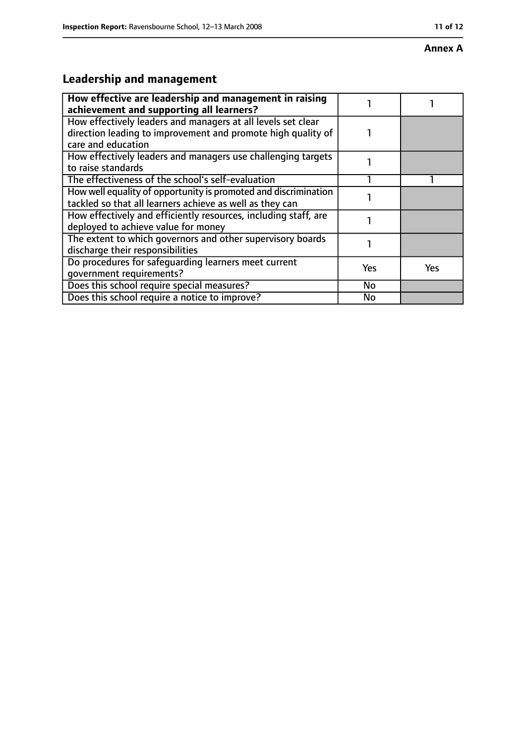**Annex A**

## Leadership and management

| How effective are leadership and management in raising achievement and supporting all learners? | 1 | 1 |
|---|---|---|
| How effectively leaders and managers at all levels set clear direction leading to improvement and promote high quality of care and education | 1 | |
| How effectively leaders and managers use challenging targets to raise standards | 1 | |
| The effectiveness of the school's self-evaluation | 1 | 1 |
| How well equality of opportunity is promoted and discrimination tackled so that all learners achieve as well as they can | 1 | |
| How effectively and efficiently resources, including staff, are deployed to achieve value for money | 1 | |
| The extent to which governors and other supervisory boards discharge their responsibilities | 1 | |
| Do procedures for safeguarding learners meet current government requirements? | Yes | Yes |
| Does this school require special measures? | No | |
| Does this school require a notice to improve? | No | |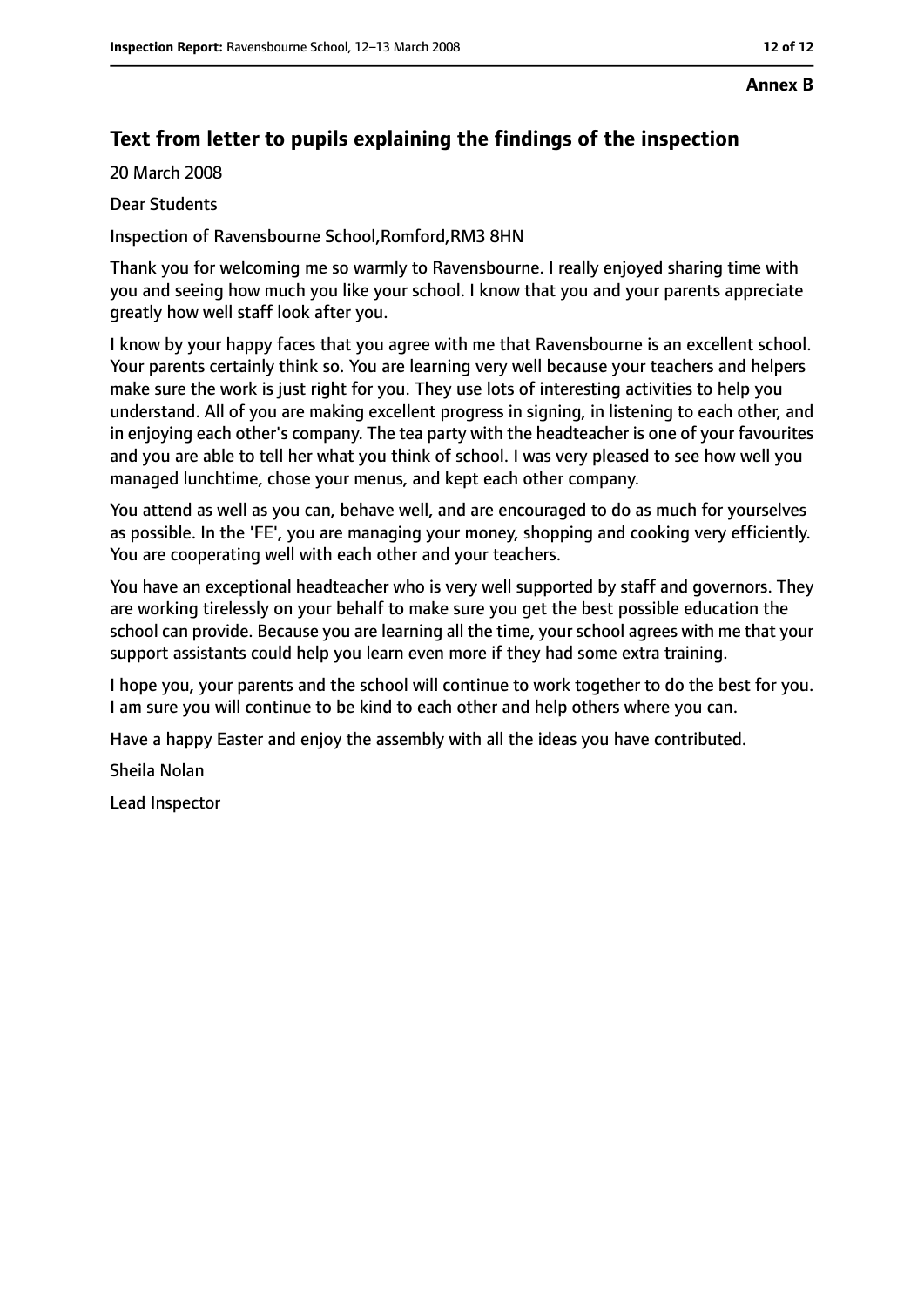**Annex B**

## Text from letter to pupils explaining the findings of the inspection

20 March 2008

Dear Students

Inspection of Ravensbourne School,Romford,RM3 8HN

Thank you for welcoming me so warmly to Ravensbourne. I really enjoyed sharing time with you and seeing how much you like your school. I know that you and your parents appreciate greatly how well staff look after you.

I know by your happy faces that you agree with me that Ravensbourne is an excellent school. Your parents certainly think so. You are learning very well because your teachers and helpers make sure the work is just right for you. They use lots of interesting activities to help you understand. All of you are making excellent progress in signing, in listening to each other, and in enjoying each other's company. The tea party with the headteacher is one of your favourites and you are able to tell her what you think of school. I was very pleased to see how well you managed lunchtime, chose your menus, and kept each other company.

You attend as well as you can, behave well, and are encouraged to do as much for yourselves as possible. In the 'FE', you are managing your money, shopping and cooking very efficiently. You are cooperating well with each other and your teachers.

You have an exceptional headteacher who is very well supported by staff and governors. They are working tirelessly on your behalf to make sure you get the best possible education the school can provide. Because you are learning all the time, your school agrees with me that your support assistants could help you learn even more if they had some extra training.

I hope you, your parents and the school will continue to work together to do the best for you. I am sure you will continue to be kind to each other and help others where you can.

Have a happy Easter and enjoy the assembly with all the ideas you have contributed.

Sheila Nolan

Lead Inspector